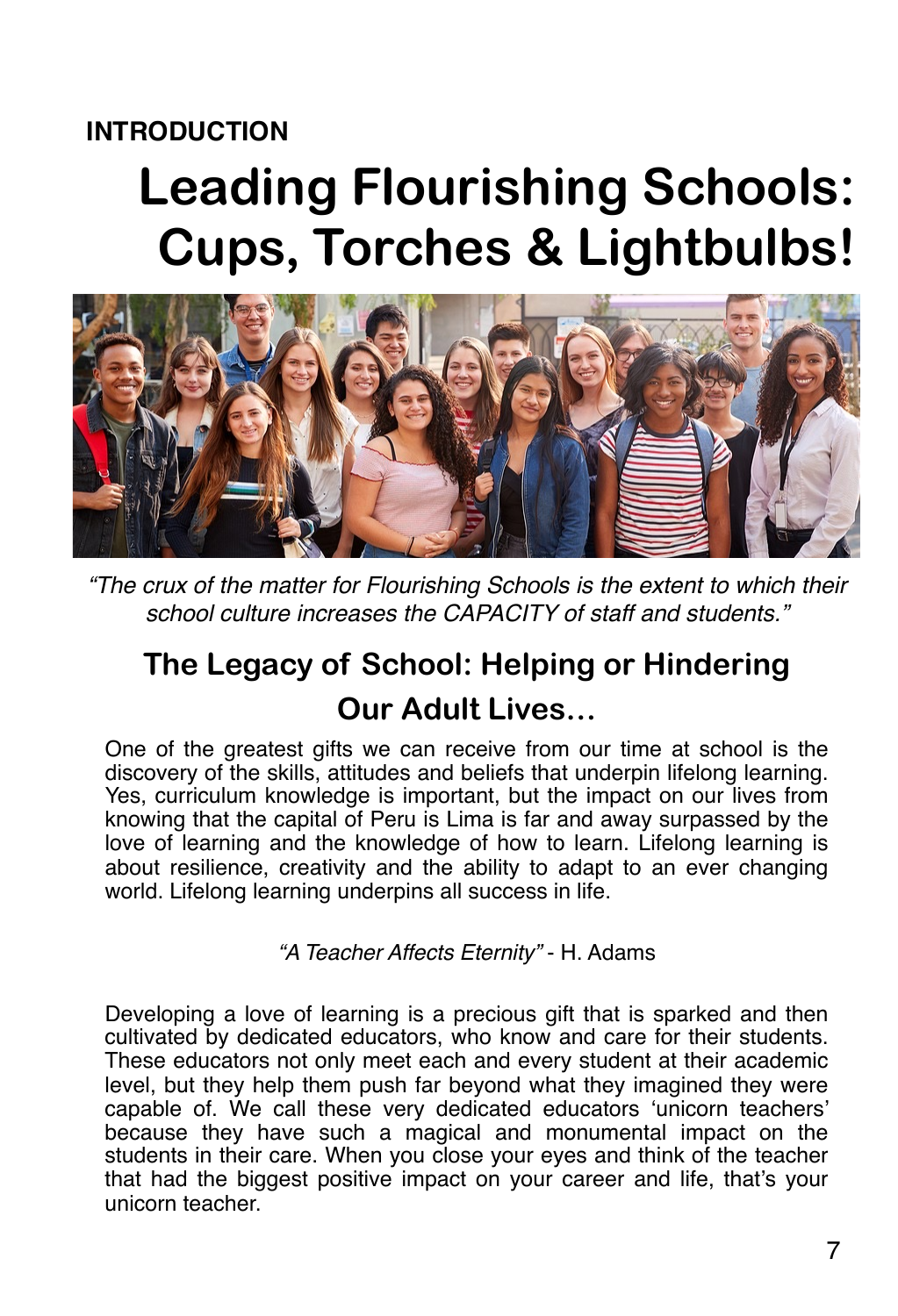INTRODUCTION

# Leading Flourishing Schools: Cups, Torches & Lightbulbs!

*"The crux of the matter for Flourishing Schools is the extent to which their school culture increases the CAPACITY of staff and students."*

## The Legacy of School: Helping or Hindering Our Adult Lives…

One of the greatest gifts we can receive from our time at school is the discovery of the skills, attitudes and beliefs that underpin lifelong learning. Yes, curriculum knowledge is important, but the impact on our lives from knowing that the capital of Peru is Lima is far and away surpassed by the love of learning and the knowledge of how to learn. Lifelong learning is about resilience, creativity and the ability to adapt to an ever changing world. Lifelong learning underpins all success in life.

*"A Teacher Affects Eternity"* - H. Adams

Developing a love of learning is a precious gift that is sparked and then cultivated by dedicated educators, who know and care for their students. These educators not only meet each and every student at their academic level, but they help them push far beyond what they imagined they were capable of. We call these very dedicated educators 'unicorn teachers' because they have such a magical and monumental impact on the students in their care. When you close your eyes and think of the teacher that had the biggest positive impact on your career and life, that's your unicorn teacher.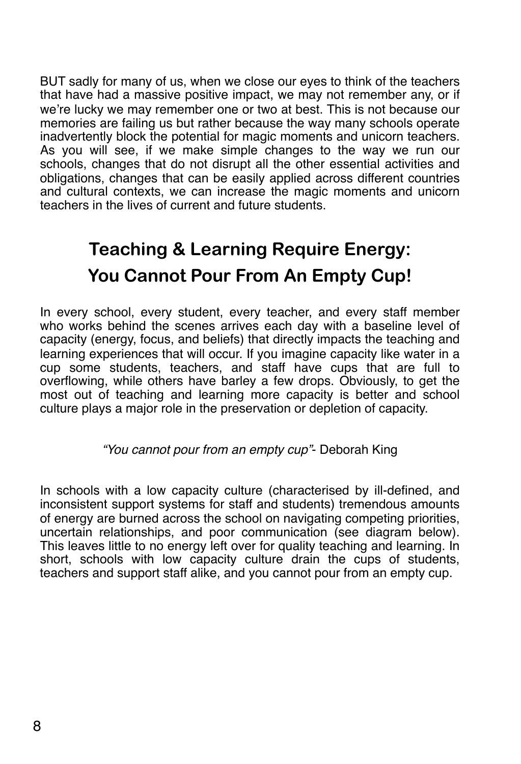BUT sadly for many of us, when we close our eyes to think of the teachers that have had a massive positive impact, we may not remember any, or if we're lucky we may remember one or two at best. This is not because our memories are failing us but rather because the way many schools operate inadvertently block the potential for magic moments and unicorn teachers. As you will see, if we make simple changes to the way we run our schools, changes that do not disrupt all the other essential activities and obligations, changes that can be easily applied across different countries and cultural contexts, we can increase the magic moments and unicorn teachers in the lives of current and future students.

## Teaching & Learning Require Energy: You Cannot Pour From An Empty Cup!

In every school, every student, every teacher, and every staff member who works behind the scenes arrives each day with a baseline level of capacity (energy, focus, and beliefs) that directly impacts the teaching and learning experiences that will occur. If you imagine capacity like water in a cup some students, teachers, and staff have cups that are full to overflowing, while others have barley a few drops. Obviously, to get the most out of teaching and learning more capacity is better and school culture plays a major role in the preservation or depletion of capacity.

*"You cannot pour from an empty cup"*- Deborah King

In schools with a low capacity culture (characterised by ill-defined, and inconsistent support systems for staff and students) tremendous amounts of energy are burned across the school on navigating competing priorities, uncertain relationships, and poor communication (see diagram below). This leaves little to no energy left over for quality teaching and learning. In short, schools with low capacity culture drain the cups of students, teachers and support staff alike, and you cannot pour from an empty cup.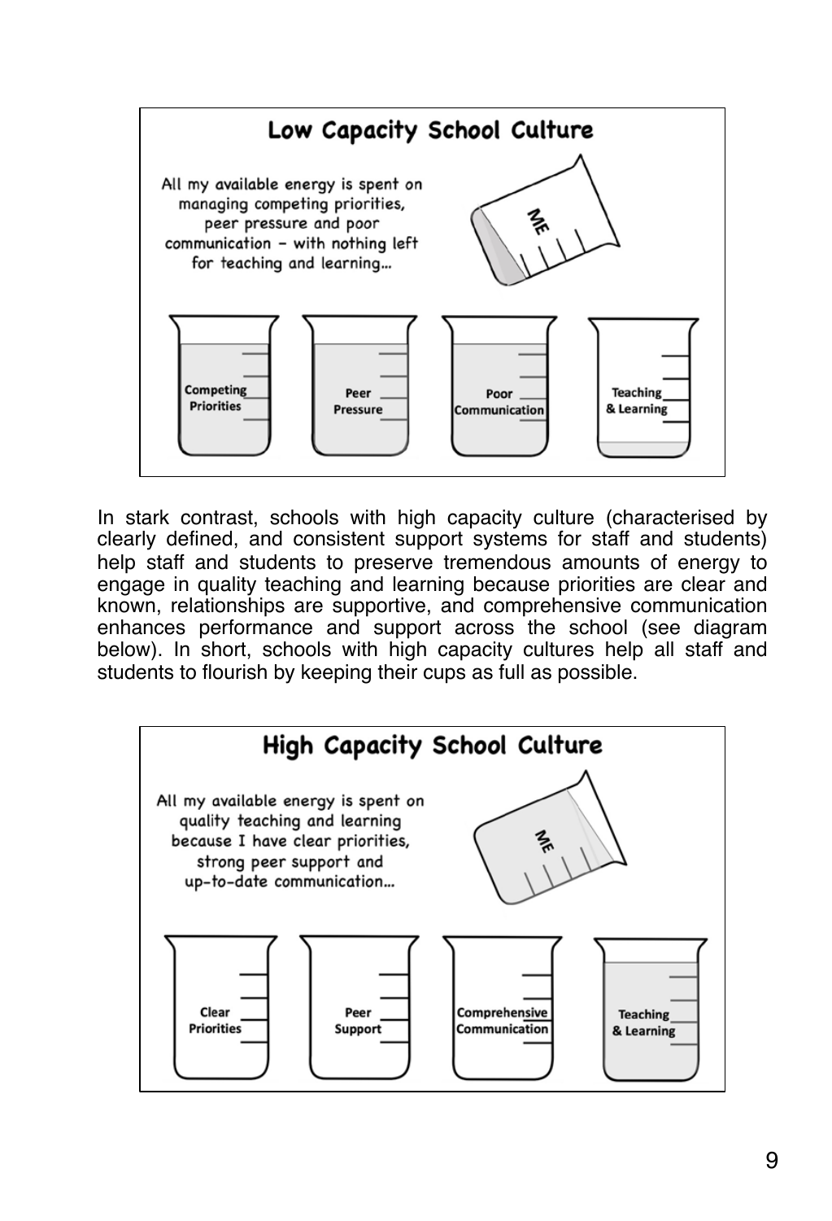## Low Capacity School Culture

All my available energy is spent on managing competing priorities, peer pressure and poor communication – with nothing left for teaching and learning...

ME

Competing Priorities | Peer Pressure | Poor Communication | Teaching & Learning

In stark contrast, schools with high capacity culture (characterised by clearly defined, and consistent support systems for staff and students) help staff and students to preserve tremendous amounts of energy to engage in quality teaching and learning because priorities are clear and known, relationships are supportive, and comprehensive communication enhances performance and support across the school (see diagram below). In short, schools with high capacity cultures help all staff and students to flourish by keeping their cups as full as possible.

## High Capacity School Culture

All my available energy is spent on quality teaching and learning because I have clear priorities, strong peer support and up-to-date communication...

ME

Clear Priorities | Peer Support | Comprehensive Communication | Teaching & Learning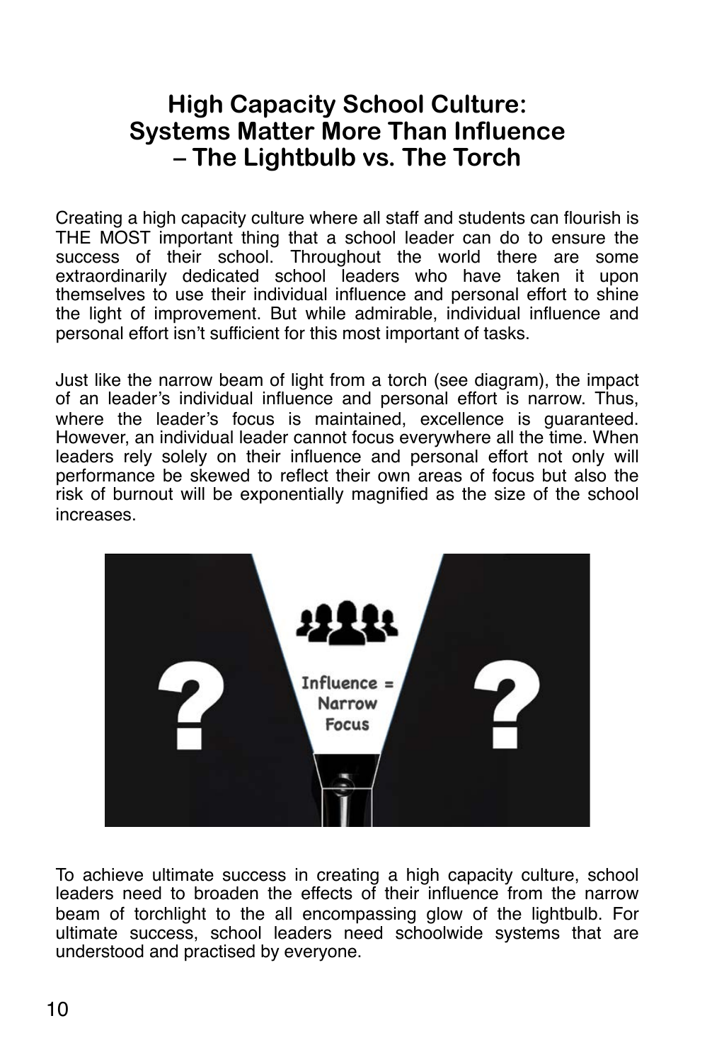# High Capacity School Culture: Systems Matter More Than Influence – The Lightbulb vs. The Torch

Creating a high capacity culture where all staff and students can flourish is THE MOST important thing that a school leader can do to ensure the success of their school. Throughout the world there are some extraordinarily dedicated school leaders who have taken it upon themselves to use their individual influence and personal effort to shine the light of improvement. But while admirable, individual influence and personal effort isn't sufficient for this most important of tasks.

Just like the narrow beam of light from a torch (see diagram), the impact of an leader's individual influence and personal effort is narrow. Thus, where the leader's focus is maintained, excellence is guaranteed. However, an individual leader cannot focus everywhere all the time. When leaders rely solely on their influence and personal effort not only will performance be skewed to reflect their own areas of focus but also the risk of burnout will be exponentially magnified as the size of the school increases.

To achieve ultimate success in creating a high capacity culture, school leaders need to broaden the effects of their influence from the narrow beam of torchlight to the all encompassing glow of the lightbulb. For ultimate success, school leaders need schoolwide systems that are understood and practised by everyone.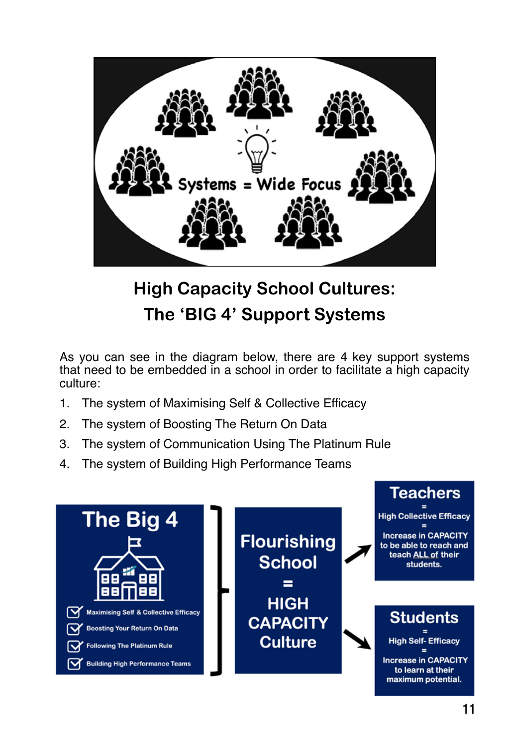Systems = Wide Focus

## High Capacity School Cultures: The 'BIG 4' Support Systems

As you can see in the diagram below, there are 4 key support systems that need to be embedded in a school in order to facilitate a high capacity culture:

1. The system of Maximising Self & Collective Efficacy
2. The system of Boosting The Return On Data
3. The system of Communication Using The Platinum Rule
4. The system of Building High Performance Teams

**The Big 4**

- Maximising Self & Collective Efficacy
- Boosting Your Return On Data
- Following The Platinum Rule
- Building High Performance Teams

**Flourishing School = HIGH CAPACITY Culture**

**Teachers** = High Collective Efficacy = Increase in CAPACITY to be able to reach and teach ALL of their students.

**Students** = High Self- Efficacy = Increase in CAPACITY to learn at their maximum potential.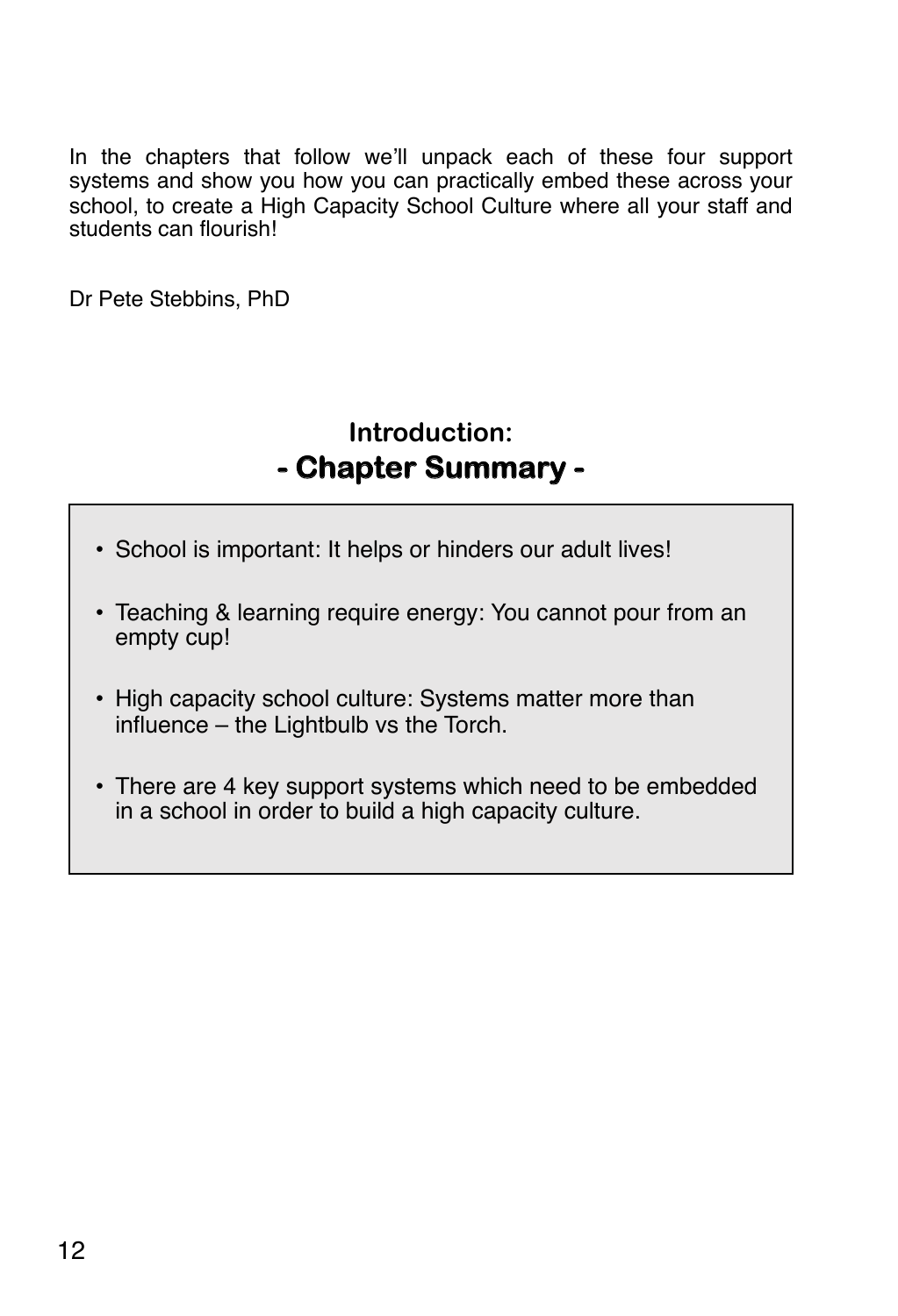In the chapters that follow we'll unpack each of these four support systems and show you how you can practically embed these across your school, to create a High Capacity School Culture where all your staff and students can flourish!

Dr Pete Stebbins, PhD

## Introduction:
## - Chapter Summary -

- School is important: It helps or hinders our adult lives!
- Teaching & learning require energy: You cannot pour from an empty cup!
- High capacity school culture: Systems matter more than influence – the Lightbulb vs the Torch.
- There are 4 key support systems which need to be embedded in a school in order to build a high capacity culture.